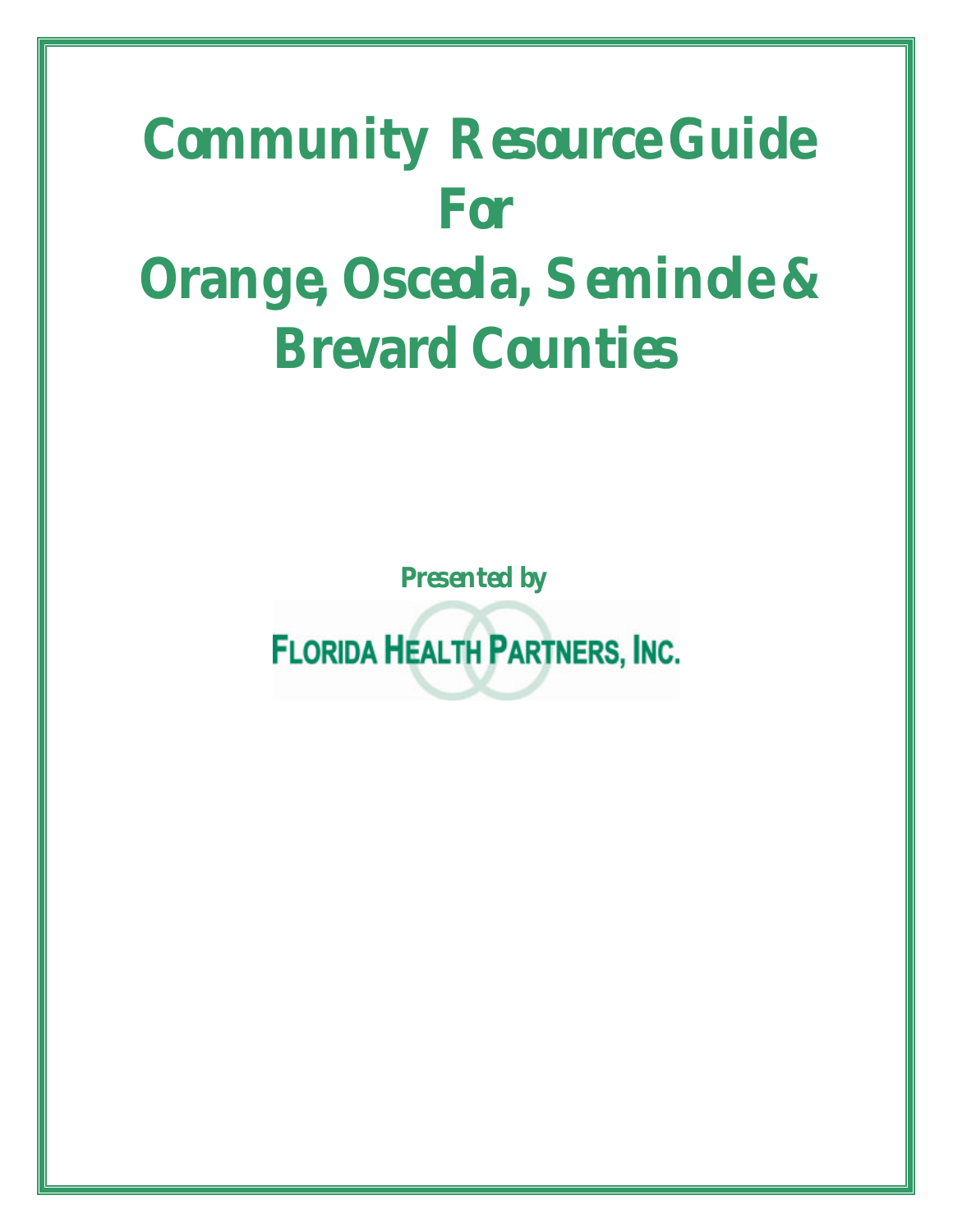# Community Resource Guide For Orange, Osceola, Seminole & Brevard Counties

**Presented by**

FLORIDA HEALTH PARTNERS, INC.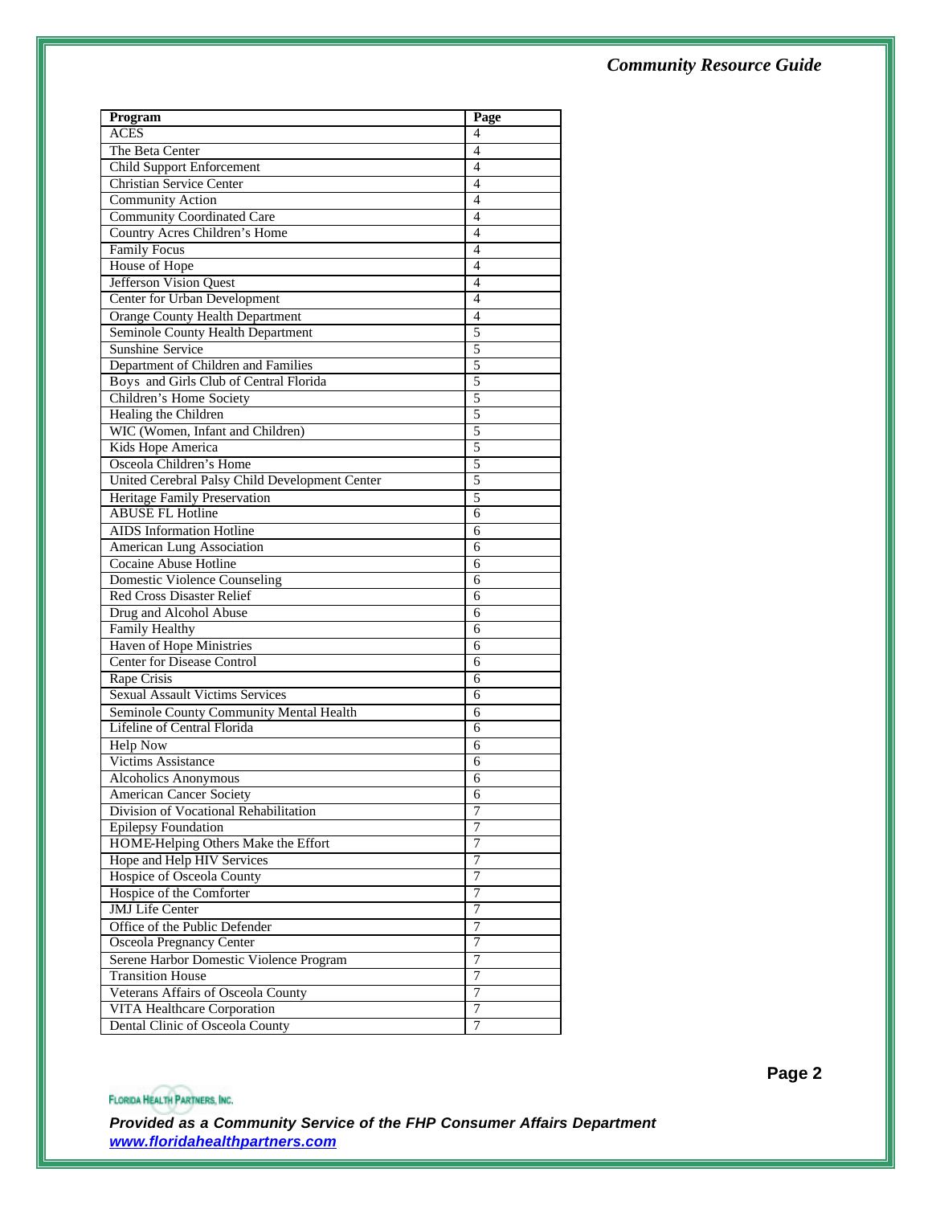| Program | Page |
| --- | --- |
| ACES | 4 |
| The Beta Center | 4 |
| Child Support Enforcement | 4 |
| Christian Service Center | 4 |
| Community Action | 4 |
| Community Coordinated Care | 4 |
| Country Acres Children's Home | 4 |
| Family Focus | 4 |
| House of Hope | 4 |
| Jefferson Vision Quest | 4 |
| Center for Urban Development | 4 |
| Orange County Health Department | 4 |
| Seminole County Health Department | 5 |
| Sunshine Service | 5 |
| Department of Children and Families | 5 |
| Boys and Girls Club of Central Florida | 5 |
| Children's Home Society | 5 |
| Healing the Children | 5 |
| WIC (Women, Infant and Children) | 5 |
| Kids Hope America | 5 |
| Osceola Children's Home | 5 |
| United Cerebral Palsy Child Development Center | 5 |
| Heritage Family Preservation | 5 |
| ABUSE FL Hotline | 6 |
| AIDS Information Hotline | 6 |
| American Lung Association | 6 |
| Cocaine Abuse Hotline | 6 |
| Domestic Violence Counseling | 6 |
| Red Cross Disaster Relief | 6 |
| Drug and Alcohol Abuse | 6 |
| Family Healthy | 6 |
| Haven of Hope Ministries | 6 |
| Center for Disease Control | 6 |
| Rape Crisis | 6 |
| Sexual Assault Victims Services | 6 |
| Seminole County Community Mental Health | 6 |
| Lifeline of Central Florida | 6 |
| Help Now | 6 |
| Victims Assistance | 6 |
| Alcoholics Anonymous | 6 |
| American Cancer Society | 6 |
| Division of Vocational Rehabilitation | 7 |
| Epilepsy Foundation | 7 |
| HOME-Helping Others Make the Effort | 7 |
| Hope and Help HIV Services | 7 |
| Hospice of Osceola County | 7 |
| Hospice of the Comforter | 7 |
| JMJ Life Center | 7 |
| Office of the Public Defender | 7 |
| Osceola Pregnancy Center | 7 |
| Serene Harbor Domestic Violence Program | 7 |
| Transition House | 7 |
| Veterans Affairs of Osceola County | 7 |
| VITA Healthcare Corporation | 7 |
| Dental Clinic of Osceola County | 7 |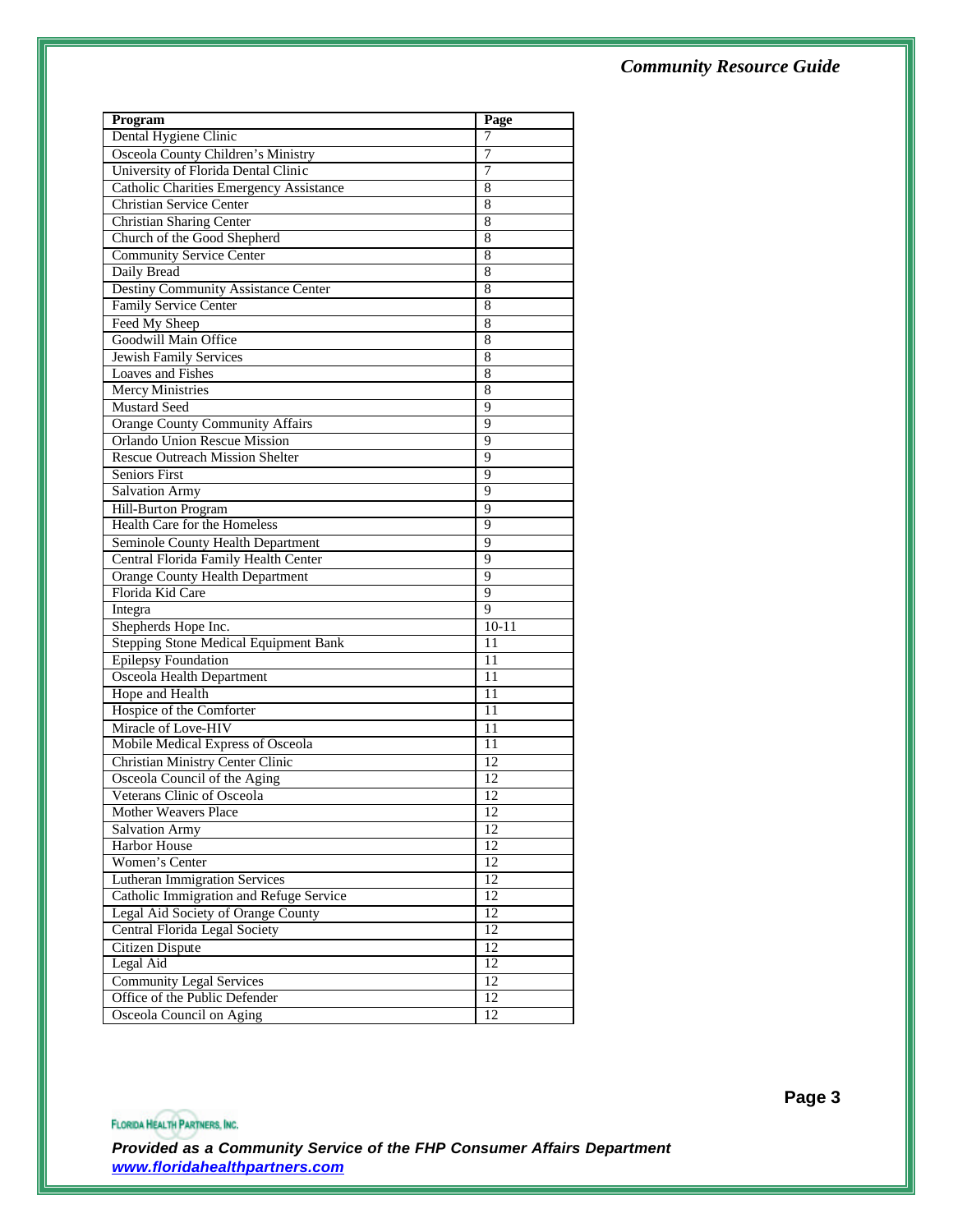| Program | Page |
|---|---|
| Dental Hygiene Clinic | 7 |
| Osceola County Children's Ministry | 7 |
| University of Florida Dental Clinic | 7 |
| Catholic Charities Emergency Assistance | 8 |
| Christian Service Center | 8 |
| Christian Sharing Center | 8 |
| Church of the Good Shepherd | 8 |
| Community Service Center | 8 |
| Daily Bread | 8 |
| Destiny Community Assistance Center | 8 |
| Family Service Center | 8 |
| Feed My Sheep | 8 |
| Goodwill Main Office | 8 |
| Jewish Family Services | 8 |
| Loaves and Fishes | 8 |
| Mercy Ministries | 8 |
| Mustard Seed | 9 |
| Orange County Community Affairs | 9 |
| Orlando Union Rescue Mission | 9 |
| Rescue Outreach Mission Shelter | 9 |
| Seniors First | 9 |
| Salvation Army | 9 |
| Hill-Burton Program | 9 |
| Health Care for the Homeless | 9 |
| Seminole County Health Department | 9 |
| Central Florida Family Health Center | 9 |
| Orange County Health Department | 9 |
| Florida Kid Care | 9 |
| Integra | 9 |
| Shepherds Hope Inc. | 10-11 |
| Stepping Stone Medical Equipment Bank | 11 |
| Epilepsy Foundation | 11 |
| Osceola Health Department | 11 |
| Hope and Health | 11 |
| Hospice of the Comforter | 11 |
| Miracle of Love-HIV | 11 |
| Mobile Medical Express of Osceola | 11 |
| Christian Ministry Center Clinic | 12 |
| Osceola Council of the Aging | 12 |
| Veterans Clinic of Osceola | 12 |
| Mother Weavers Place | 12 |
| Salvation Army | 12 |
| Harbor House | 12 |
| Women's Center | 12 |
| Lutheran Immigration Services | 12 |
| Catholic Immigration and Refuge Service | 12 |
| Legal Aid Society of Orange County | 12 |
| Central Florida Legal Society | 12 |
| Citizen Dispute | 12 |
| Legal Aid | 12 |
| Community Legal Services | 12 |
| Office of the Public Defender | 12 |
| Osceola Council on Aging | 12 |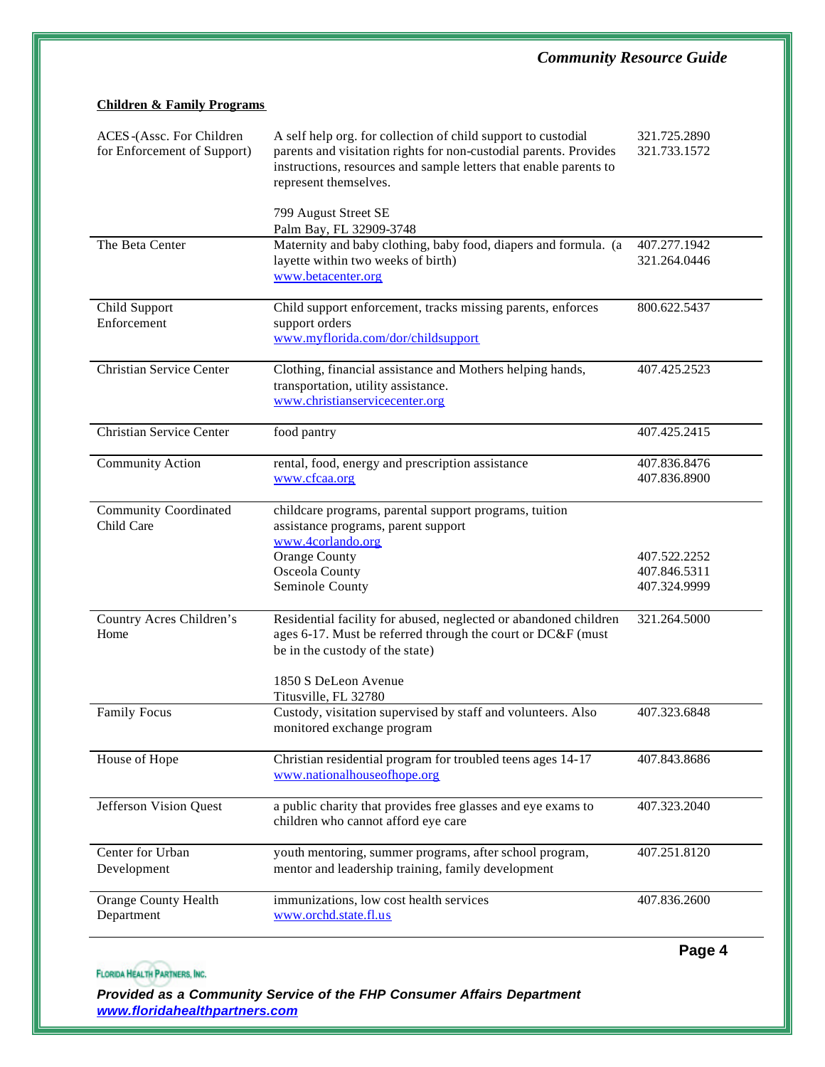**Children & Family Programs**

| Organization | Description | Phone |
|---|---|---|
| ACES-(Assc. For Children for Enforcement of Support) | A self help org. for collection of child support to custodial parents and visitation rights for non-custodial parents. Provides instructions, resources and sample letters that enable parents to represent themselves.<br><br>799 August Street SE<br>Palm Bay, FL 32909-3748 | 321.725.2890<br>321.733.1572 |
| The Beta Center | Maternity and baby clothing, baby food, diapers and formula. (a layette within two weeks of birth)<br>www.betacenter.org | 407.277.1942<br>321.264.0446 |
| Child Support Enforcement | Child support enforcement, tracks missing parents, enforces support orders<br>www.myflorida.com/dor/childsupport | 800.622.5437 |
| Christian Service Center | Clothing, financial assistance and Mothers helping hands, transportation, utility assistance.<br>www.christianservicecenter.org | 407.425.2523 |
| Christian Service Center | food pantry | 407.425.2415 |
| Community Action | rental, food, energy and prescription assistance<br>www.cfcaa.org | 407.836.8476<br>407.836.8900 |
| Community Coordinated Child Care | childcare programs, parental support programs, tuition assistance programs, parent support<br>www.4corlando.org<br>Orange County<br>Osceola County<br>Seminole County | <br><br><br>407.522.2252<br>407.846.5311<br>407.324.9999 |
| Country Acres Children's Home | Residential facility for abused, neglected or abandoned children ages 6-17. Must be referred through the court or DC&F (must be in the custody of the state)<br><br>1850 S DeLeon Avenue<br>Titusville, FL 32780 | 321.264.5000 |
| Family Focus | Custody, visitation supervised by staff and volunteers. Also monitored exchange program | 407.323.6848 |
| House of Hope | Christian residential program for troubled teens ages 14-17<br>www.nationalhouseofhope.org | 407.843.8686 |
| Jefferson Vision Quest | a public charity that provides free glasses and eye exams to children who cannot afford eye care | 407.323.2040 |
| Center for Urban Development | youth mentoring, summer programs, after school program, mentor and leadership training, family development | 407.251.8120 |
| Orange County Health Department | immunizations, low cost health services<br>www.orchd.state.fl.us | 407.836.2600 |

*Provided as a Community Service of the FHP Consumer Affairs Department*
*www.floridahealthpartners.com*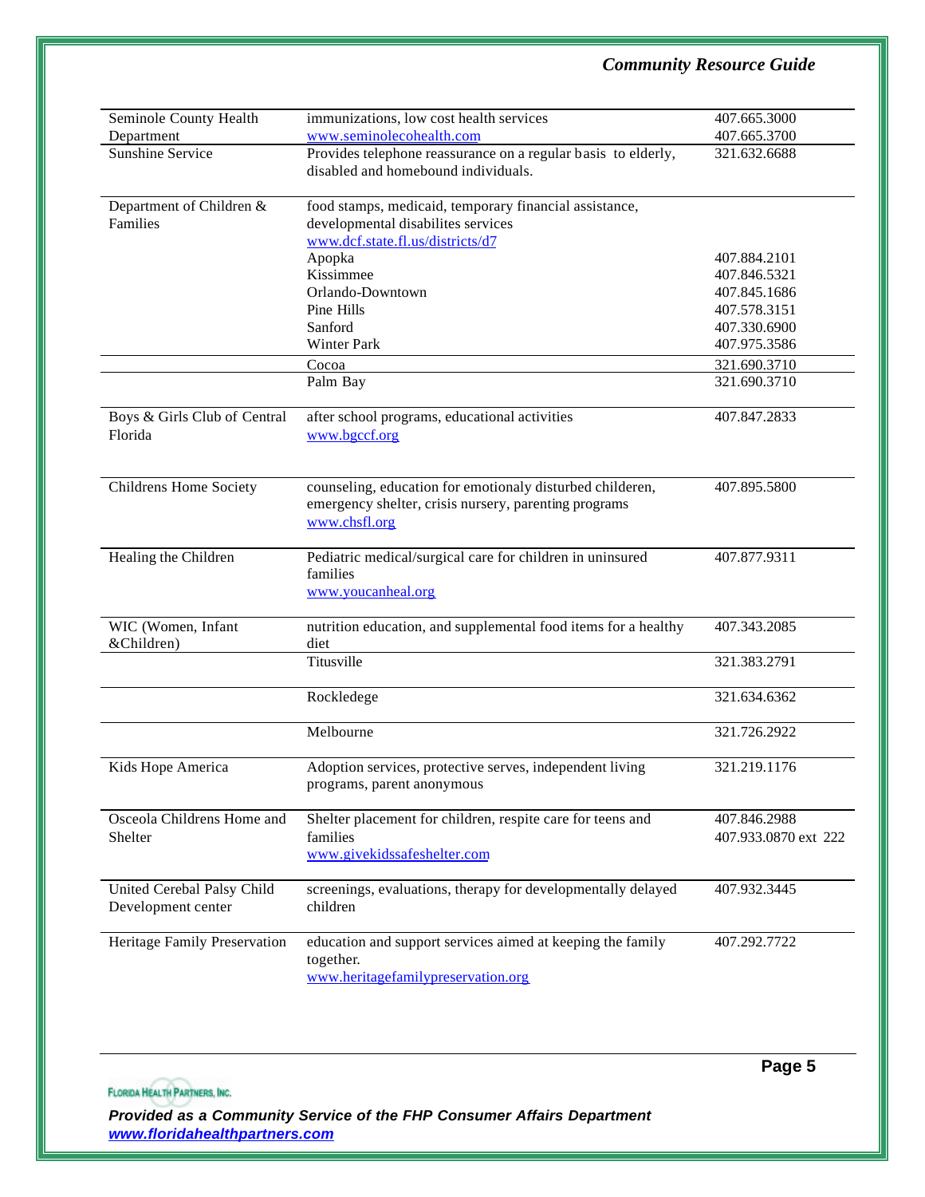| | | |
|---|---|---|
| Seminole County Health Department | immunizations, low cost health services<br>www.seminolecohealth.com | 407.665.3000<br>407.665.3700 |
| Sunshine Service | Provides telephone reassurance on a regular basis to elderly, disabled and homebound individuals. | 321.632.6688 |
| Department of Children & Families | food stamps, medicaid, temporary financial assistance, developmental disabilites services<br>www.dcf.state.fl.us/districts/d7 | |
| | Apopka | 407.884.2101 |
| | Kissimmee | 407.846.5321 |
| | Orlando-Downtown | 407.845.1686 |
| | Pine Hills | 407.578.3151 |
| | Sanford | 407.330.6900 |
| | Winter Park | 407.975.3586 |
| | Cocoa | 321.690.3710 |
| | Palm Bay | 321.690.3710 |
| Boys & Girls Club of Central Florida | after school programs, educational activities<br>www.bgccf.org | 407.847.2833 |
| Childrens Home Society | counseling, education for emotionaly disturbed childeren, emergency shelter, crisis nursery, parenting programs<br>www.chsfl.org | 407.895.5800 |
| Healing the Children | Pediatric medical/surgical care for children in uninsured families<br>www.youcanheal.org | 407.877.9311 |
| WIC (Women, Infant &Children) | nutrition education, and supplemental food items for a healthy diet | 407.343.2085 |
| | Titusville | 321.383.2791 |
| | Rockledege | 321.634.6362 |
| | Melbourne | 321.726.2922 |
| Kids Hope America | Adoption services, protective serves, independent living programs, parent anonymous | 321.219.1176 |
| Osceola Childrens Home and Shelter | Shelter placement for children, respite care for teens and families<br>www.givekidssafeshelter.com | 407.846.2988<br>407.933.0870 ext 222 |
| United Cerebal Palsy Child Development center | screenings, evaluations, therapy for developmentally delayed children | 407.932.3445 |
| Heritage Family Preservation | education and support services aimed at keeping the family together.<br>www.heritagefamilypreservation.org | 407.292.7722 |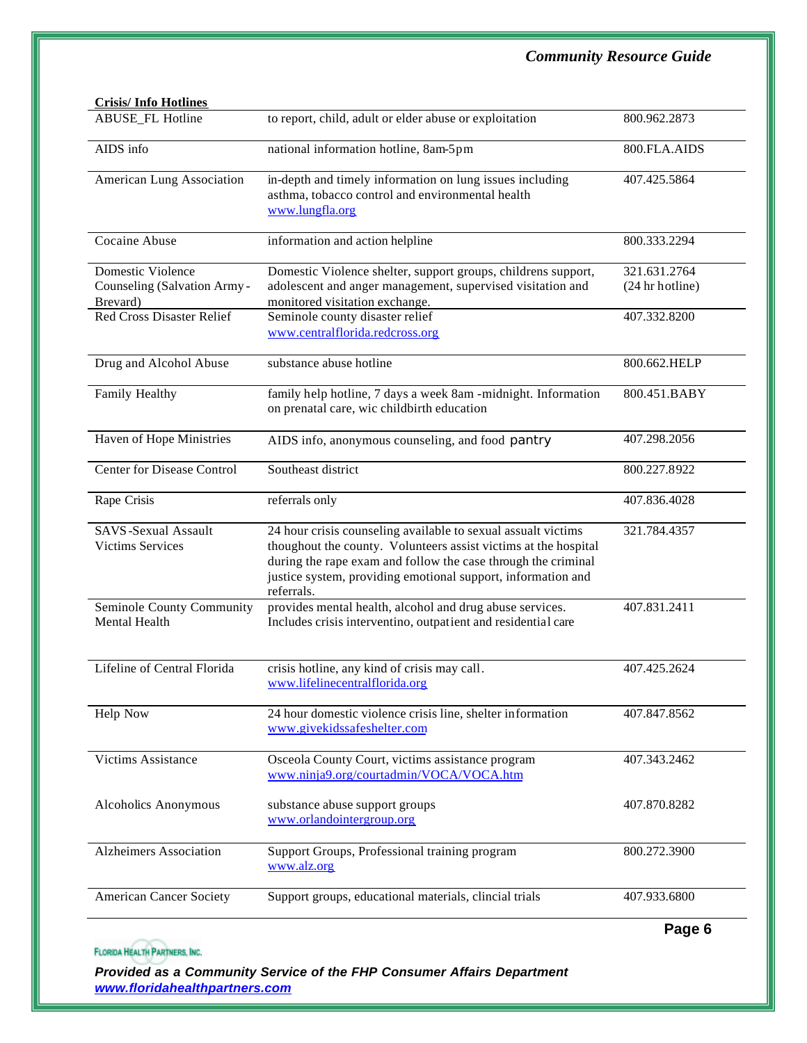**Crisis/ Info Hotlines**

| | | |
|---|---|---|
| ABUSE_FL Hotline | to report, child, adult or elder abuse or exploitation | 800.962.2873 |
| AIDS info | national information hotline, 8am-5pm | 800.FLA.AIDS |
| American Lung Association | in-depth and timely information on lung issues including asthma, tobacco control and environmental health www.lungfla.org | 407.425.5864 |
| Cocaine Abuse | information and action helpline | 800.333.2294 |
| Domestic Violence Counseling (Salvation Army - Brevard) | Domestic Violence shelter, support groups, childrens support, adolescent and anger management, supervised visitation and monitored visitation exchange. | 321.631.2764 (24 hr hotline) |
| Red Cross Disaster Relief | Seminole county disaster relief www.centralflorida.redcross.org | 407.332.8200 |
| Drug and Alcohol Abuse | substance abuse hotline | 800.662.HELP |
| Family Healthy | family help hotline, 7 days a week 8am -midnight. Information on prenatal care, wic childbirth education | 800.451.BABY |
| Haven of Hope Ministries | AIDS info, anonymous counseling, and food pantry | 407.298.2056 |
| Center for Disease Control | Southeast district | 800.227.8922 |
| Rape Crisis | referrals only | 407.836.4028 |
| SAVS-Sexual Assault Victims Services | 24 hour crisis counseling available to sexual assault victims thoughout the county. Volunteers assist victims at the hospital during the rape exam and follow the case through the criminal justice system, providing emotional support, information and referrals. | 321.784.4357 |
| Seminole County Community Mental Health | provides mental health, alcohol and drug abuse services. Includes crisis interventino, outpatient and residential care | 407.831.2411 |
| Lifeline of Central Florida | crisis hotline, any kind of crisis may call. www.lifelinecentralflorida.org | 407.425.2624 |
| Help Now | 24 hour domestic violence crisis line, shelter information www.givekidssafeshelter.com | 407.847.8562 |
| Victims Assistance | Osceola County Court, victims assistance program www.ninja9.org/courtadmin/VOCA/VOCA.htm | 407.343.2462 |
| Alcoholics Anonymous | substance abuse support groups www.orlandointergroup.org | 407.870.8282 |
| Alzheimers Association | Support Groups, Professional training program www.alz.org | 800.272.3900 |
| American Cancer Society | Support groups, educational materials, clincial trials | 407.933.6800 |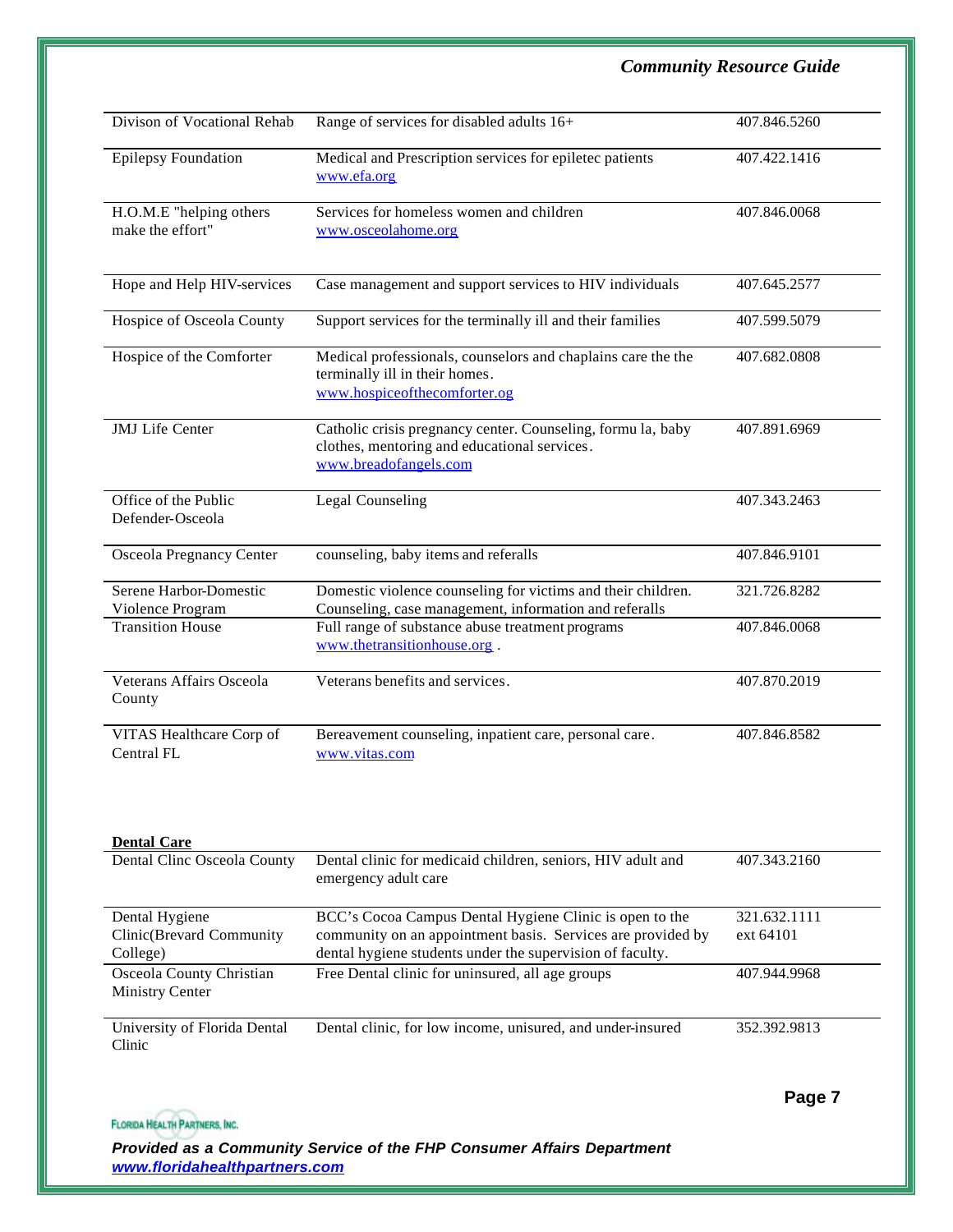| | | |
|---|---|---|
| Divison of Vocational Rehab | Range of services for disabled adults 16+ | 407.846.5260 |
| Epilepsy Foundation | Medical and Prescription services for epiletec patients www.efa.org | 407.422.1416 |
| H.O.M.E "helping others make the effort" | Services for homeless women and children www.osceolahome.org | 407.846.0068 |
| Hope and Help HIV-services | Case management and support services to HIV individuals | 407.645.2577 |
| Hospice of Osceola County | Support services for the terminally ill and their families | 407.599.5079 |
| Hospice of the Comforter | Medical professionals, counselors and chaplains care the the terminally ill in their homes. www.hospiceofthecomforter.og | 407.682.0808 |
| JMJ Life Center | Catholic crisis pregnancy center. Counseling, formu la, baby clothes, mentoring and educational services. www.breadofangels.com | 407.891.6969 |
| Office of the Public Defender-Osceola | Legal Counseling | 407.343.2463 |
| Osceola Pregnancy Center | counseling, baby items and referalls | 407.846.9101 |
| Serene Harbor-Domestic Violence Program | Domestic violence counseling for victims and their children. Counseling, case management, information and referalls | 321.726.8282 |
| Transition House | Full range of substance abuse treatment programs www.thetransitionhouse.org . | 407.846.0068 |
| Veterans Affairs Osceola County | Veterans benefits and services. | 407.870.2019 |
| VITAS Healthcare Corp of Central FL | Bereavement counseling, inpatient care, personal care. www.vitas.com | 407.846.8582 |

**Dental Care**

| | | |
|---|---|---|
| Dental Clinc Osceola County | Dental clinic for medicaid children, seniors, HIV adult and emergency adult care | 407.343.2160 |
| Dental Hygiene Clinic(Brevard Community College) | BCC's Cocoa Campus Dental Hygiene Clinic is open to the community on an appointment basis. Services are provided by dental hygiene students under the supervision of faculty. | 321.632.1111 ext 64101 |
| Osceola County Christian Ministry Center | Free Dental clinic for uninsured, all age groups | 407.944.9968 |
| University of Florida Dental Clinic | Dental clinic, for low income, unisured, and under-insured | 352.392.9813 |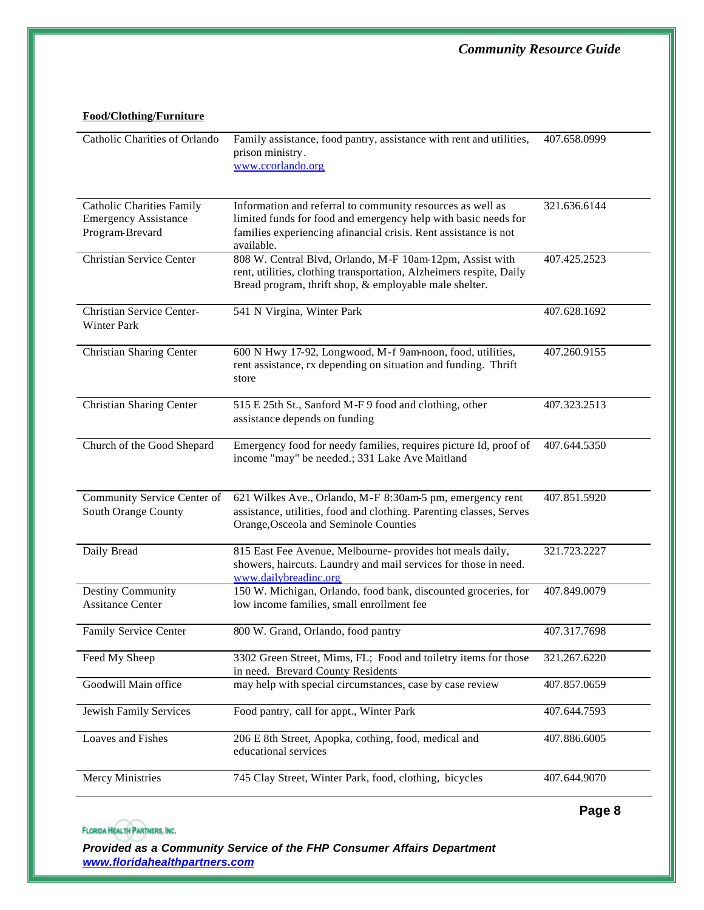**Food/Clothing/Furniture**

| | | |
|---|---|---|
| Catholic Charities of Orlando | Family assistance, food pantry, assistance with rent and utilities, prison ministry. www.ccorlando.org | 407.658.0999 |
| Catholic Charities Family Emergency Assistance Program-Brevard | Information and referral to community resources as well as limited funds for food and emergency help with basic needs for families experiencing afinancial crisis. Rent assistance is not available. | 321.636.6144 |
| Christian Service Center | 808 W. Central Blvd, Orlando, M-F 10am-12pm, Assist with rent, utilities, clothing transportation, Alzheimers respite, Daily Bread program, thrift shop, & employable male shelter. | 407.425.2523 |
| Christian Service Center-Winter Park | 541 N Virgina, Winter Park | 407.628.1692 |
| Christian Sharing Center | 600 N Hwy 17-92, Longwood, M-f 9am-noon, food, utilities, rent assistance, rx depending on situation and funding. Thrift store | 407.260.9155 |
| Christian Sharing Center | 515 E 25th St., Sanford M-F 9 food and clothing, other assistance depends on funding | 407.323.2513 |
| Church of the Good Shepard | Emergency food for needy families, requires picture Id, proof of income "may" be needed.; 331 Lake Ave Maitland | 407.644.5350 |
| Community Service Center of South Orange County | 621 Wilkes Ave., Orlando, M-F 8:30am-5 pm, emergency rent assistance, utilities, food and clothing. Parenting classes, Serves Orange,Osceola and Seminole Counties | 407.851.5920 |
| Daily Bread | 815 East Fee Avenue, Melbourne- provides hot meals daily, showers, haircuts. Laundry and mail services for those in need. www.dailybreadinc.org | 321.723.2227 |
| Destiny Community Assitance Center | 150 W. Michigan, Orlando, food bank, discounted groceries, for low income families, small enrollment fee | 407.849.0079 |
| Family Service Center | 800 W. Grand, Orlando, food pantry | 407.317.7698 |
| Feed My Sheep | 3302 Green Street, Mims, FL; Food and toiletry items for those in need. Brevard County Residents | 321.267.6220 |
| Goodwill Main office | may help with special circumstances, case by case review | 407.857.0659 |
| Jewish Family Services | Food pantry, call for appt., Winter Park | 407.644.7593 |
| Loaves and Fishes | 206 E 8th Street, Apopka, cothing, food, medical and educational services | 407.886.6005 |
| Mercy Ministries | 745 Clay Street, Winter Park, food, clothing, bicycles | 407.644.9070 |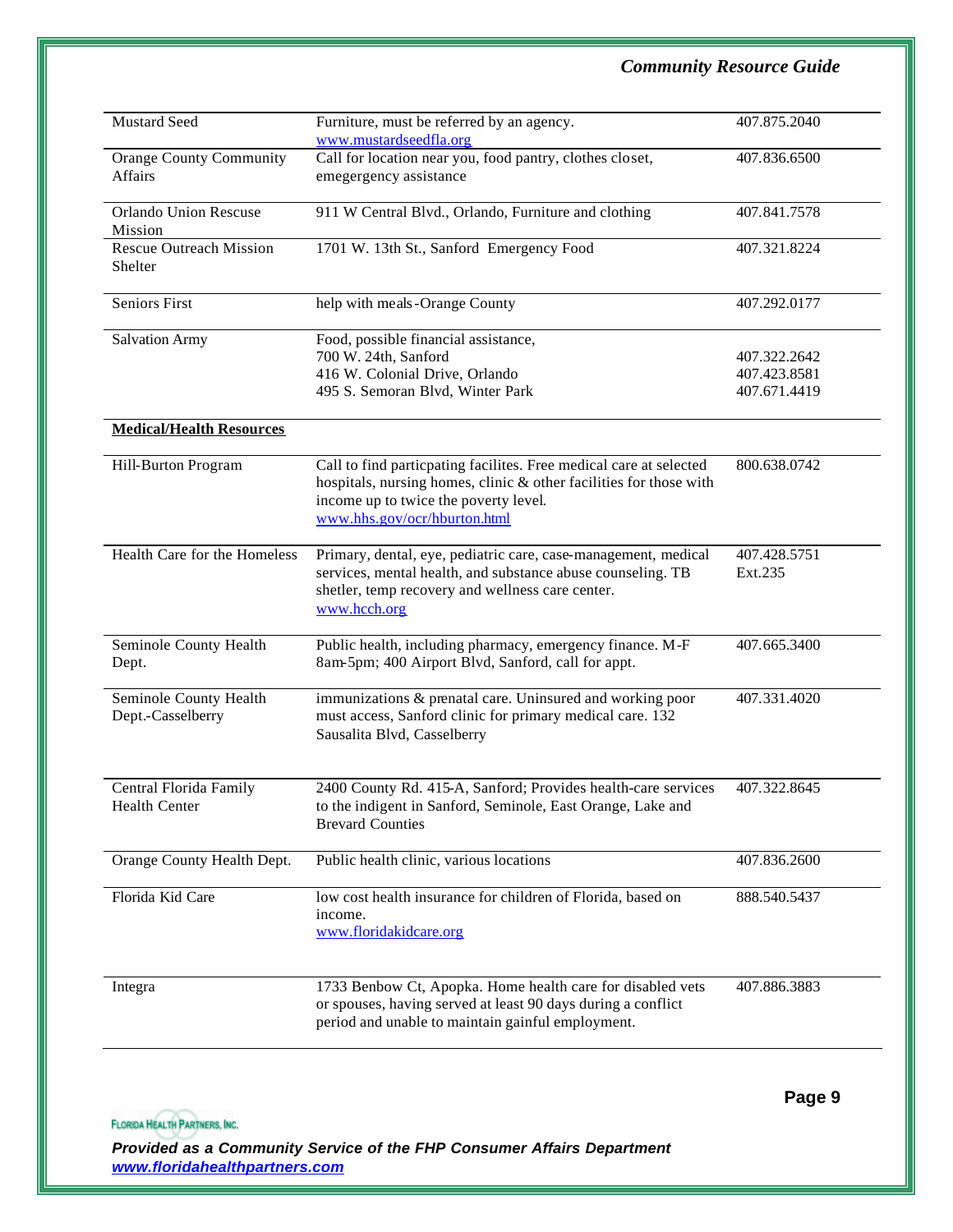| | | |
|---|---|---|
| Mustard Seed | Furniture, must be referred by an agency. www.mustardseedfla.org | 407.875.2040 |
| Orange County Community Affairs | Call for location near you, food pantry, clothes closet, emegergency assistance | 407.836.6500 |
| Orlando Union Rescue Mission | 911 W Central Blvd., Orlando, Furniture and clothing | 407.841.7578 |
| Rescue Outreach Mission Shelter | 1701 W. 13th St., Sanford Emergency Food | 407.321.8224 |
| Seniors First | help with meals-Orange County | 407.292.0177 |
| Salvation Army | Food, possible financial assistance,<br>700 W. 24th, Sanford<br>416 W. Colonial Drive, Orlando<br>495 S. Semoran Blvd, Winter Park | <br>407.322.2642<br>407.423.8581<br>407.671.4419 |
| **Medical/Health Resources** | | |
| Hill-Burton Program | Call to find particpating facilites. Free medical care at selected hospitals, nursing homes, clinic & other facilities for those with income up to twice the poverty level. www.hhs.gov/ocr/hburton.html | 800.638.0742 |
| Health Care for the Homeless | Primary, dental, eye, pediatric care, case-management, medical services, mental health, and substance abuse counseling. TB shelter, temp recovery and wellness care center. www.hcch.org | 407.428.5751 Ext.235 |
| Seminole County Health Dept. | Public health, including pharmacy, emergency finance. M-F 8am-5pm; 400 Airport Blvd, Sanford, call for appt. | 407.665.3400 |
| Seminole County Health Dept.-Casselberry | immunizations & prenatal care. Uninsured and working poor must access, Sanford clinic for primary medical care. 132 Sausalita Blvd, Casselberry | 407.331.4020 |
| Central Florida Family Health Center | 2400 County Rd. 415-A, Sanford; Provides health-care services to the indigent in Sanford, Seminole, East Orange, Lake and Brevard Counties | 407.322.8645 |
| Orange County Health Dept. | Public health clinic, various locations | 407.836.2600 |
| Florida Kid Care | low cost health insurance for children of Florida, based on income. www.floridakidcare.org | 888.540.5437 |
| Integra | 1733 Benbow Ct, Apopka. Home health care for disabled vets or spouses, having served at least 90 days during a conflict period and unable to maintain gainful employment. | 407.886.3883 |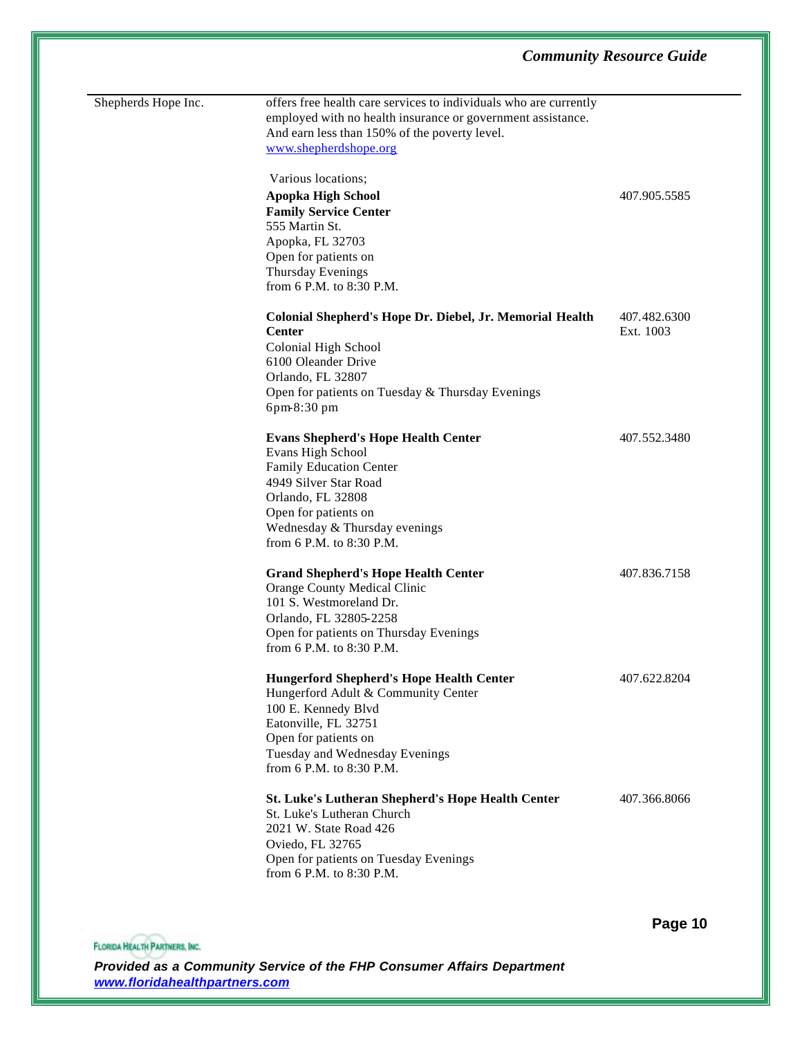| | | |
|---|---|---|
| Shepherds Hope Inc. | offers free health care services to individuals who are currently employed with no health insurance or government assistance. And earn less than 150% of the poverty level.<br>www.shepherdshope.org | |
| | Various locations;<br>**Apopka High School**<br>**Family Service Center**<br>555 Martin St.<br>Apopka, FL 32703<br>Open for patients on<br>Thursday Evenings<br>from 6 P.M. to 8:30 P.M. | 407.905.5585 |
| | **Colonial Shepherd's Hope Dr. Diebel, Jr. Memorial Health Center**<br>Colonial High School<br>6100 Oleander Drive<br>Orlando, FL 32807<br>Open for patients on Tuesday & Thursday Evenings<br>6pm-8:30 pm | 407.482.6300<br>Ext. 1003 |
| | **Evans Shepherd's Hope Health Center**<br>Evans High School<br>Family Education Center<br>4949 Silver Star Road<br>Orlando, FL 32808<br>Open for patients on<br>Wednesday & Thursday evenings<br>from 6 P.M. to 8:30 P.M. | 407.552.3480 |
| | **Grand Shepherd's Hope Health Center**<br>Orange County Medical Clinic<br>101 S. Westmoreland Dr.<br>Orlando, FL 32805-2258<br>Open for patients on Thursday Evenings<br>from 6 P.M. to 8:30 P.M. | 407.836.7158 |
| | **Hungerford Shepherd's Hope Health Center**<br>Hungerford Adult & Community Center<br>100 E. Kennedy Blvd<br>Eatonville, FL 32751<br>Open for patients on<br>Tuesday and Wednesday Evenings<br>from 6 P.M. to 8:30 P.M. | 407.622.8204 |
| | **St. Luke's Lutheran Shepherd's Hope Health Center**<br>St. Luke's Lutheran Church<br>2021 W. State Road 426<br>Oviedo, FL 32765<br>Open for patients on Tuesday Evenings<br>from 6 P.M. to 8:30 P.M. | 407.366.8066 |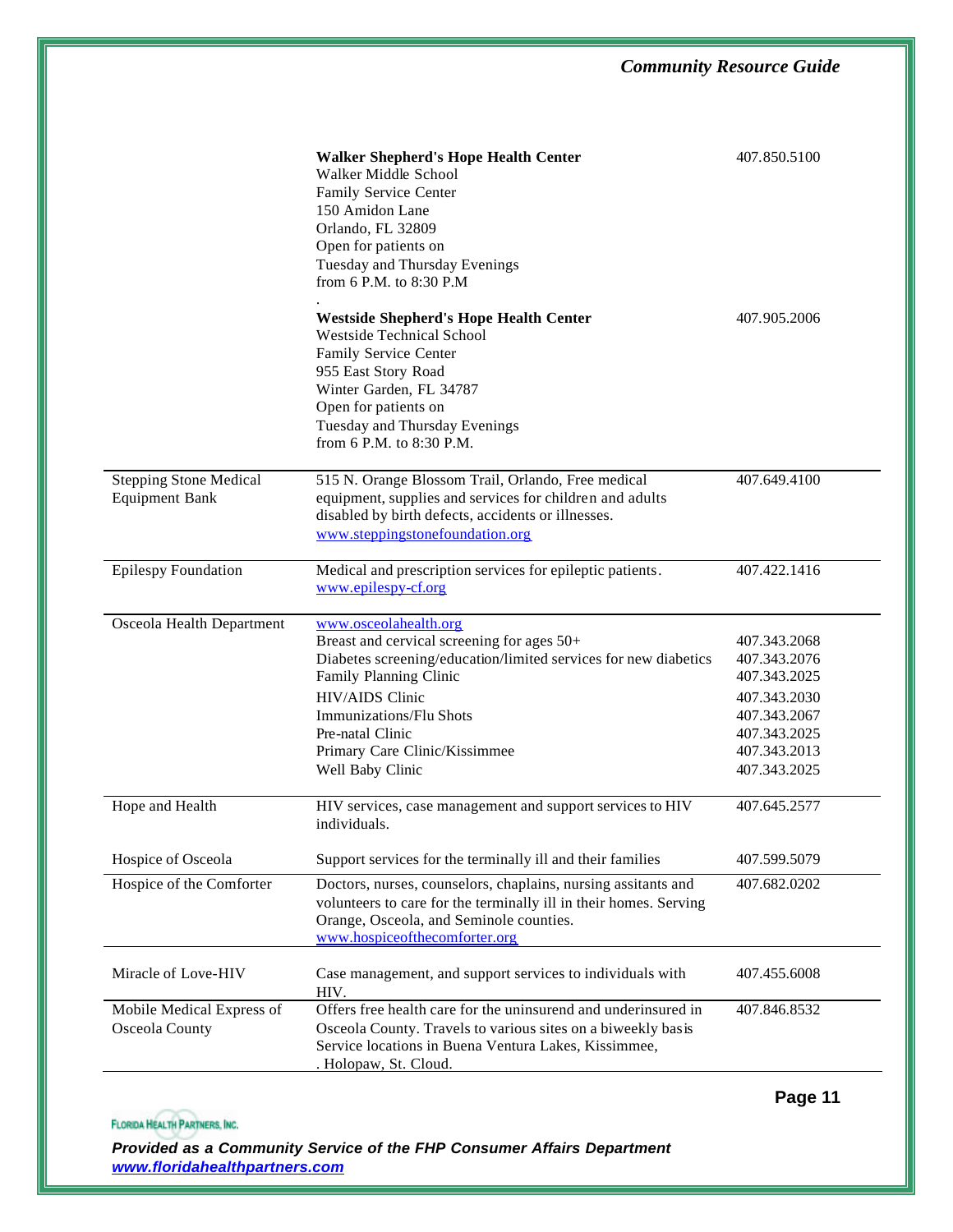| | | |
|---|---|---|
| | **Walker Shepherd's Hope Health Center**<br>Walker Middle School<br>Family Service Center<br>150 Amidon Lane<br>Orlando, FL 32809<br>Open for patients on<br>Tuesday and Thursday Evenings<br>from 6 P.M. to 8:30 P.M<br>. | 407.850.5100 |
| | **Westside Shepherd's Hope Health Center**<br>Westside Technical School<br>Family Service Center<br>955 East Story Road<br>Winter Garden, FL 34787<br>Open for patients on<br>Tuesday and Thursday Evenings<br>from 6 P.M. to 8:30 P.M. | 407.905.2006 |
| Stepping Stone Medical Equipment Bank | 515 N. Orange Blossom Trail, Orlando, Free medical equipment, supplies and services for children and adults disabled by birth defects, accidents or illnesses.<br>www.steppingstonefoundation.org | 407.649.4100 |
| Epilespy Foundation | Medical and prescription services for epileptic patients.<br>www.epilespy-cf.org | 407.422.1416 |
| Osceola Health Department | www.osceolahealth.org | |
| | Breast and cervical screening for ages 50+ | 407.343.2068 |
| | Diabetes screening/education/limited services for new diabetics | 407.343.2076 |
| | Family Planning Clinic | 407.343.2025 |
| | HIV/AIDS Clinic | 407.343.2030 |
| | Immunizations/Flu Shots | 407.343.2067 |
| | Pre-natal Clinic | 407.343.2025 |
| | Primary Care Clinic/Kissimmee | 407.343.2013 |
| | Well Baby Clinic | 407.343.2025 |
| Hope and Health | HIV services, case management and support services to HIV individuals. | 407.645.2577 |
| Hospice of Osceola | Support services for the terminally ill and their families | 407.599.5079 |
| Hospice of the Comforter | Doctors, nurses, counselors, chaplains, nursing assitants and volunteers to care for the terminally ill in their homes. Serving Orange, Osceola, and Seminole counties.<br>www.hospiceofthecomforter.org | 407.682.0202 |
| Miracle of Love-HIV | Case management, and support services to individuals with HIV. | 407.455.6008 |
| Mobile Medical Express of Osceola County | Offers free health care for the uninsurend and underinsured in Osceola County. Travels to various sites on a biweekly basis Service locations in Buena Ventura Lakes, Kissimmee, . Holopaw, St. Cloud. | 407.846.8532 |

FLORIDA HEALTH PARTNERS, INC.

***Provided as a Community Service of the FHP Consumer Affairs Department***
***www.floridahealthpartners.com***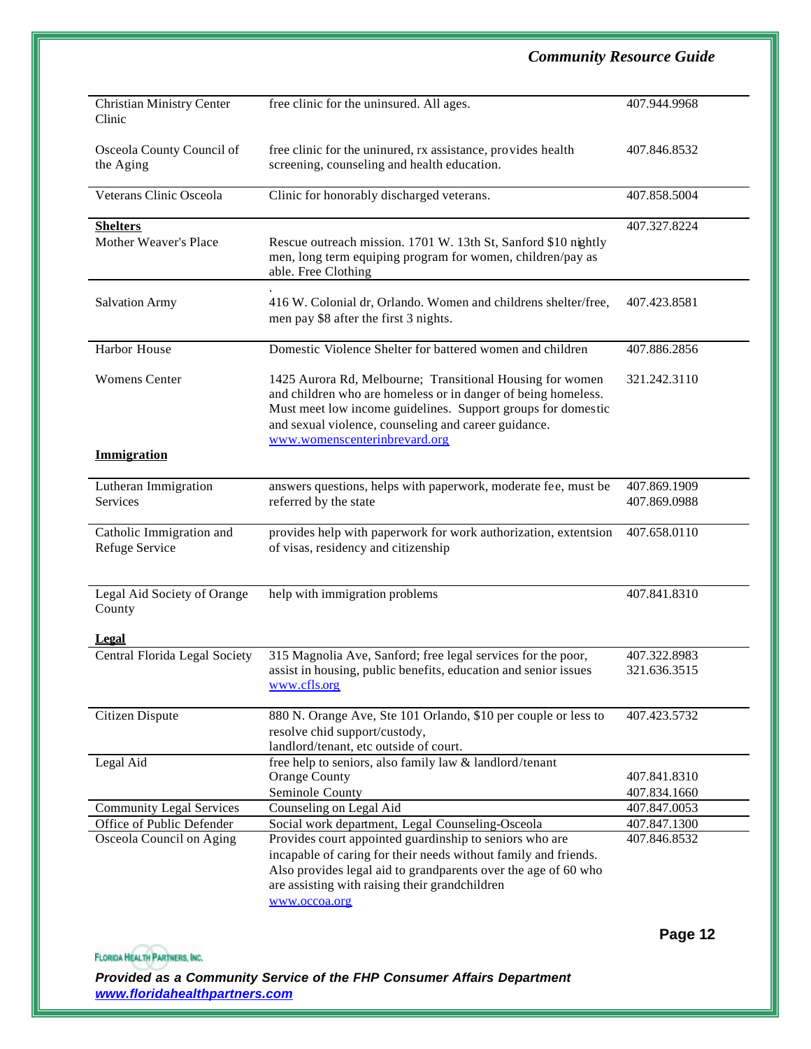| | | |
|---|---|---|
| Christian Ministry Center Clinic | free clinic for the uninsured. All ages. | 407.944.9968 |
| Osceola County Council of the Aging | free clinic for the uninured, rx assistance, provides health screening, counseling and health education. | 407.846.8532 |
| Veterans Clinic Osceola | Clinic for honorably discharged veterans. | 407.858.5004 |
| **Shelters** | | |
| Mother Weaver's Place | Rescue outreach mission. 1701 W. 13th St, Sanford $10 nightly men, long term equiping program for women, children/pay as able. Free Clothing | 407.327.8224 |
| Salvation Army | . 416 W. Colonial dr, Orlando. Women and childrens shelter/free, men pay $8 after the first 3 nights. | 407.423.8581 |
| Harbor House | Domestic Violence Shelter for battered women and children | 407.886.2856 |
| Womens Center | 1425 Aurora Rd, Melbourne; Transitional Housing for women and children who are homeless or in danger of being homeless. Must meet low income guidelines. Support groups for domestic and sexual violence, counseling and career guidance. www.womenscenterinbrevard.org | 321.242.3110 |
| **Immigration** | | |
| Lutheran Immigration Services | answers questions, helps with paperwork, moderate fee, must be referred by the state | 407.869.1909<br>407.869.0988 |
| Catholic Immigration and Refuge Service | provides help with paperwork for work authorization, extentsion of visas, residency and citizenship | 407.658.0110 |
| Legal Aid Society of Orange County | help with immigration problems | 407.841.8310 |
| **Legal** | | |
| Central Florida Legal Society | 315 Magnolia Ave, Sanford; free legal services for the poor, assist in housing, public benefits, education and senior issues www.cfls.org | 407.322.8983<br>321.636.3515 |
| Citizen Dispute | 880 N. Orange Ave, Ste 101 Orlando, $10 per couple or less to resolve chid support/custody, landlord/tenant, etc outside of court. | 407.423.5732 |
| Legal Aid | free help to seniors, also family law & landlord/tenant<br>Orange County<br>Seminole County | <br>407.841.8310<br>407.834.1660 |
| Community Legal Services | Counseling on Legal Aid | 407.847.0053 |
| Office of Public Defender | Social work department, Legal Counseling-Osceola | 407.847.1300 |
| Osceola Council on Aging | Provides court appointed guardinship to seniors who are incapable of caring for their needs without family and friends. Also provides legal aid to grandparents over the age of 60 who are assisting with raising their grandchildren www.occoa.org | 407.846.8532 |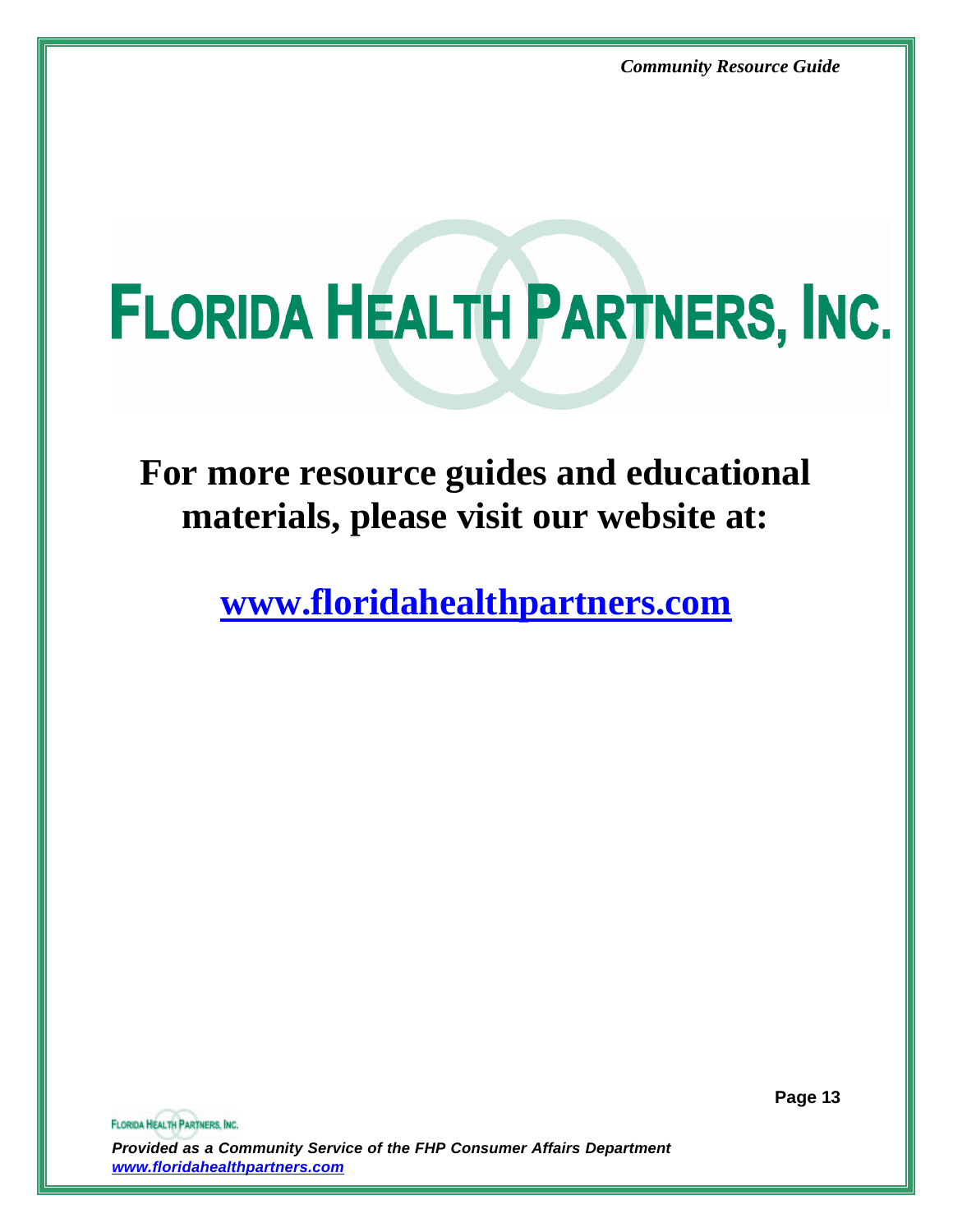# FLORIDA HEALTH PARTNERS, INC.

## For more resource guides and educational materials, please visit our website at:

**www.floridahealthpartners.com**